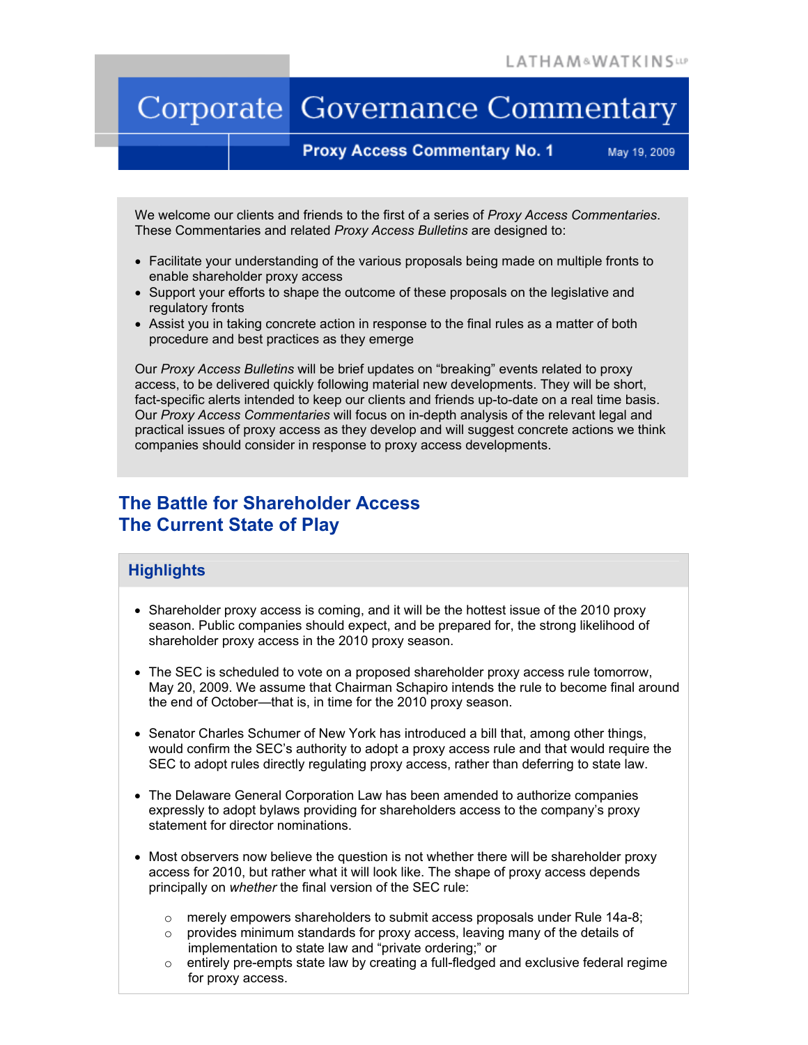LATHAM&WATKINS LLP

# Corporate Governance Commentary

**Proxy Access Commentary No. 1** May 19, 2009

We welcome our clients and friends to the first of a series of *Proxy Access Commentaries*. These Commentaries and related *Proxy Access Bulletins* are designed to:

- Facilitate your understanding of the various proposals being made on multiple fronts to enable shareholder proxy access
- Support your efforts to shape the outcome of these proposals on the legislative and regulatory fronts
- Assist you in taking concrete action in response to the final rules as a matter of both procedure and best practices as they emerge

Our *Proxy Access Bulletins* will be brief updates on "breaking" events related to proxy access, to be delivered quickly following material new developments. They will be short, fact-specific alerts intended to keep our clients and friends up-to-date on a real time basis. Our *Proxy Access Commentaries* will focus on in-depth analysis of the relevant legal and practical issues of proxy access as they develop and will suggest concrete actions we think companies should consider in response to proxy access developments.

## The Battle for Shareholder Access
## The Current State of Play

### Highlights

- Shareholder proxy access is coming, and it will be the hottest issue of the 2010 proxy season. Public companies should expect, and be prepared for, the strong likelihood of shareholder proxy access in the 2010 proxy season.

- The SEC is scheduled to vote on a proposed shareholder proxy access rule tomorrow, May 20, 2009. We assume that Chairman Schapiro intends the rule to become final around the end of October—that is, in time for the 2010 proxy season.

- Senator Charles Schumer of New York has introduced a bill that, among other things, would confirm the SEC's authority to adopt a proxy access rule and that would require the SEC to adopt rules directly regulating proxy access, rather than deferring to state law.

- The Delaware General Corporation Law has been amended to authorize companies expressly to adopt bylaws providing for shareholders access to the company's proxy statement for director nominations.

- Most observers now believe the question is not whether there will be shareholder proxy access for 2010, but rather what it will look like. The shape of proxy access depends principally on *whether* the final version of the SEC rule:

    - merely empowers shareholders to submit access proposals under Rule 14a-8;
    - provides minimum standards for proxy access, leaving many of the details of implementation to state law and "private ordering;" or
    - entirely pre-empts state law by creating a full-fledged and exclusive federal regime for proxy access.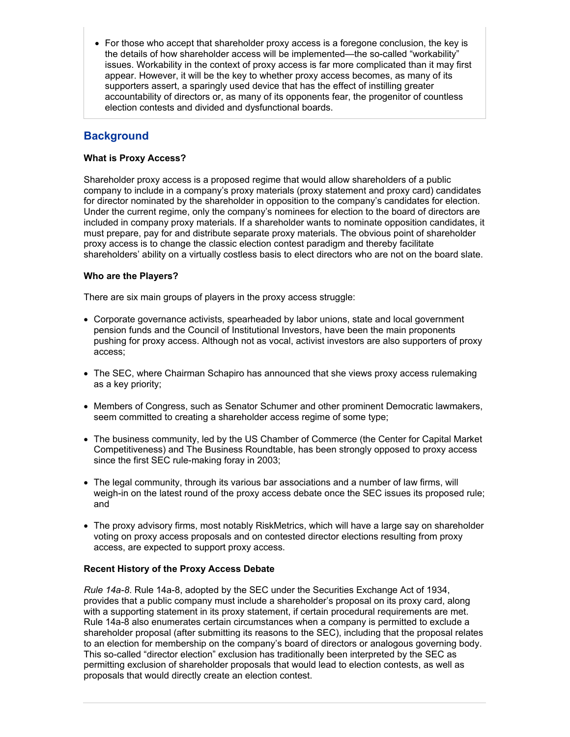- For those who accept that shareholder proxy access is a foregone conclusion, the key is the details of how shareholder access will be implemented—the so-called "workability" issues. Workability in the context of proxy access is far more complicated than it may first appear. However, it will be the key to whether proxy access becomes, as many of its supporters assert, a sparingly used device that has the effect of instilling greater accountability of directors or, as many of its opponents fear, the progenitor of countless election contests and divided and dysfunctional boards.

## Background

**What is Proxy Access?**

Shareholder proxy access is a proposed regime that would allow shareholders of a public company to include in a company's proxy materials (proxy statement and proxy card) candidates for director nominated by the shareholder in opposition to the company's candidates for election. Under the current regime, only the company's nominees for election to the board of directors are included in company proxy materials. If a shareholder wants to nominate opposition candidates, it must prepare, pay for and distribute separate proxy materials. The obvious point of shareholder proxy access is to change the classic election contest paradigm and thereby facilitate shareholders' ability on a virtually costless basis to elect directors who are not on the board slate.

**Who are the Players?**

There are six main groups of players in the proxy access struggle:

- Corporate governance activists, spearheaded by labor unions, state and local government pension funds and the Council of Institutional Investors, have been the main proponents pushing for proxy access. Although not as vocal, activist investors are also supporters of proxy access;
- The SEC, where Chairman Schapiro has announced that she views proxy access rulemaking as a key priority;
- Members of Congress, such as Senator Schumer and other prominent Democratic lawmakers, seem committed to creating a shareholder access regime of some type;
- The business community, led by the US Chamber of Commerce (the Center for Capital Market Competitiveness) and The Business Roundtable, has been strongly opposed to proxy access since the first SEC rule-making foray in 2003;
- The legal community, through its various bar associations and a number of law firms, will weigh-in on the latest round of the proxy access debate once the SEC issues its proposed rule; and
- The proxy advisory firms, most notably RiskMetrics, which will have a large say on shareholder voting on proxy access proposals and on contested director elections resulting from proxy access, are expected to support proxy access.

**Recent History of the Proxy Access Debate**

*Rule 14a-8*. Rule 14a-8, adopted by the SEC under the Securities Exchange Act of 1934, provides that a public company must include a shareholder's proposal on its proxy card, along with a supporting statement in its proxy statement, if certain procedural requirements are met. Rule 14a-8 also enumerates certain circumstances when a company is permitted to exclude a shareholder proposal (after submitting its reasons to the SEC), including that the proposal relates to an election for membership on the company's board of directors or analogous governing body. This so-called "director election" exclusion has traditionally been interpreted by the SEC as permitting exclusion of shareholder proposals that would lead to election contests, as well as proposals that would directly create an election contest.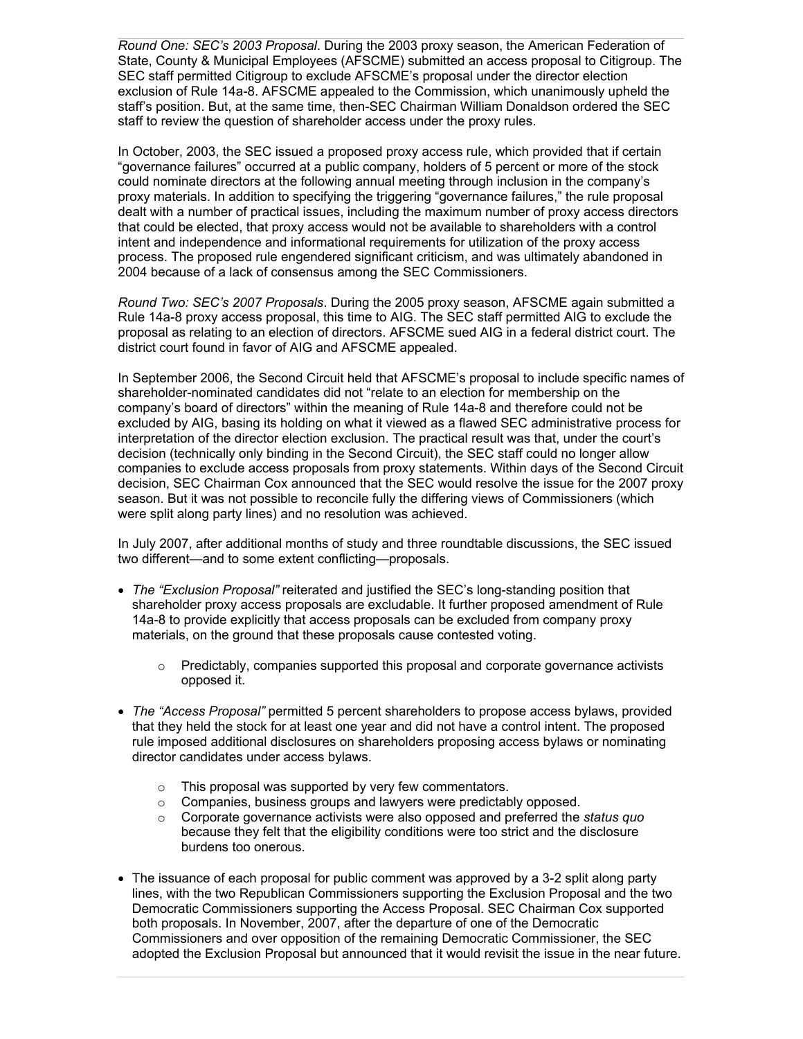*Round One: SEC's 2003 Proposal*. During the 2003 proxy season, the American Federation of State, County & Municipal Employees (AFSCME) submitted an access proposal to Citigroup. The SEC staff permitted Citigroup to exclude AFSCME's proposal under the director election exclusion of Rule 14a-8. AFSCME appealed to the Commission, which unanimously upheld the staff's position. But, at the same time, then-SEC Chairman William Donaldson ordered the SEC staff to review the question of shareholder access under the proxy rules.

In October, 2003, the SEC issued a proposed proxy access rule, which provided that if certain "governance failures" occurred at a public company, holders of 5 percent or more of the stock could nominate directors at the following annual meeting through inclusion in the company's proxy materials. In addition to specifying the triggering "governance failures," the rule proposal dealt with a number of practical issues, including the maximum number of proxy access directors that could be elected, that proxy access would not be available to shareholders with a control intent and independence and informational requirements for utilization of the proxy access process. The proposed rule engendered significant criticism, and was ultimately abandoned in 2004 because of a lack of consensus among the SEC Commissioners.

*Round Two: SEC's 2007 Proposals*. During the 2005 proxy season, AFSCME again submitted a Rule 14a-8 proxy access proposal, this time to AIG. The SEC staff permitted AIG to exclude the proposal as relating to an election of directors. AFSCME sued AIG in a federal district court. The district court found in favor of AIG and AFSCME appealed.

In September 2006, the Second Circuit held that AFSCME's proposal to include specific names of shareholder-nominated candidates did not "relate to an election for membership on the company's board of directors" within the meaning of Rule 14a-8 and therefore could not be excluded by AIG, basing its holding on what it viewed as a flawed SEC administrative process for interpretation of the director election exclusion. The practical result was that, under the court's decision (technically only binding in the Second Circuit), the SEC staff could no longer allow companies to exclude access proposals from proxy statements. Within days of the Second Circuit decision, SEC Chairman Cox announced that the SEC would resolve the issue for the 2007 proxy season. But it was not possible to reconcile fully the differing views of Commissioners (which were split along party lines) and no resolution was achieved.

In July 2007, after additional months of study and three roundtable discussions, the SEC issued two different—and to some extent conflicting—proposals.

- *The "Exclusion Proposal"* reiterated and justified the SEC's long-standing position that shareholder proxy access proposals are excludable. It further proposed amendment of Rule 14a-8 to provide explicitly that access proposals can be excluded from company proxy materials, on the ground that these proposals cause contested voting.
  - Predictably, companies supported this proposal and corporate governance activists opposed it.
- *The "Access Proposal"* permitted 5 percent shareholders to propose access bylaws, provided that they held the stock for at least one year and did not have a control intent. The proposed rule imposed additional disclosures on shareholders proposing access bylaws or nominating director candidates under access bylaws.
  - This proposal was supported by very few commentators.
  - Companies, business groups and lawyers were predictably opposed.
  - Corporate governance activists were also opposed and preferred the *status quo* because they felt that the eligibility conditions were too strict and the disclosure burdens too onerous.
- The issuance of each proposal for public comment was approved by a 3-2 split along party lines, with the two Republican Commissioners supporting the Exclusion Proposal and the two Democratic Commissioners supporting the Access Proposal. SEC Chairman Cox supported both proposals. In November, 2007, after the departure of one of the Democratic Commissioners and over opposition of the remaining Democratic Commissioner, the SEC adopted the Exclusion Proposal but announced that it would revisit the issue in the near future.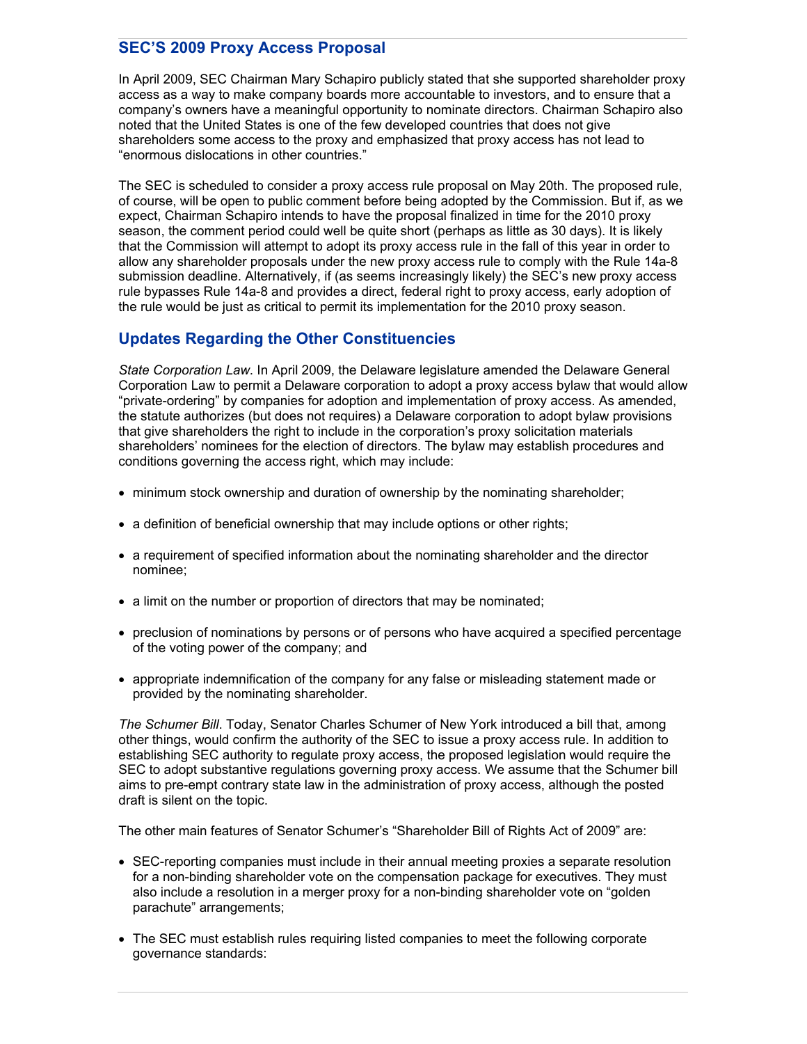## SEC'S 2009 Proxy Access Proposal

In April 2009, SEC Chairman Mary Schapiro publicly stated that she supported shareholder proxy access as a way to make company boards more accountable to investors, and to ensure that a company's owners have a meaningful opportunity to nominate directors. Chairman Schapiro also noted that the United States is one of the few developed countries that does not give shareholders some access to the proxy and emphasized that proxy access has not lead to "enormous dislocations in other countries."

The SEC is scheduled to consider a proxy access rule proposal on May 20th. The proposed rule, of course, will be open to public comment before being adopted by the Commission. But if, as we expect, Chairman Schapiro intends to have the proposal finalized in time for the 2010 proxy season, the comment period could well be quite short (perhaps as little as 30 days). It is likely that the Commission will attempt to adopt its proxy access rule in the fall of this year in order to allow any shareholder proposals under the new proxy access rule to comply with the Rule 14a-8 submission deadline. Alternatively, if (as seems increasingly likely) the SEC's new proxy access rule bypasses Rule 14a-8 and provides a direct, federal right to proxy access, early adoption of the rule would be just as critical to permit its implementation for the 2010 proxy season.

## Updates Regarding the Other Constituencies

*State Corporation Law*. In April 2009, the Delaware legislature amended the Delaware General Corporation Law to permit a Delaware corporation to adopt a proxy access bylaw that would allow "private-ordering" by companies for adoption and implementation of proxy access. As amended, the statute authorizes (but does not requires) a Delaware corporation to adopt bylaw provisions that give shareholders the right to include in the corporation's proxy solicitation materials shareholders' nominees for the election of directors. The bylaw may establish procedures and conditions governing the access right, which may include:

- minimum stock ownership and duration of ownership by the nominating shareholder;
- a definition of beneficial ownership that may include options or other rights;
- a requirement of specified information about the nominating shareholder and the director nominee;
- a limit on the number or proportion of directors that may be nominated;
- preclusion of nominations by persons or of persons who have acquired a specified percentage of the voting power of the company; and
- appropriate indemnification of the company for any false or misleading statement made or provided by the nominating shareholder.

*The Schumer Bill*. Today, Senator Charles Schumer of New York introduced a bill that, among other things, would confirm the authority of the SEC to issue a proxy access rule. In addition to establishing SEC authority to regulate proxy access, the proposed legislation would require the SEC to adopt substantive regulations governing proxy access. We assume that the Schumer bill aims to pre-empt contrary state law in the administration of proxy access, although the posted draft is silent on the topic.

The other main features of Senator Schumer's "Shareholder Bill of Rights Act of 2009" are:

- SEC-reporting companies must include in their annual meeting proxies a separate resolution for a non-binding shareholder vote on the compensation package for executives. They must also include a resolution in a merger proxy for a non-binding shareholder vote on "golden parachute" arrangements;
- The SEC must establish rules requiring listed companies to meet the following corporate governance standards: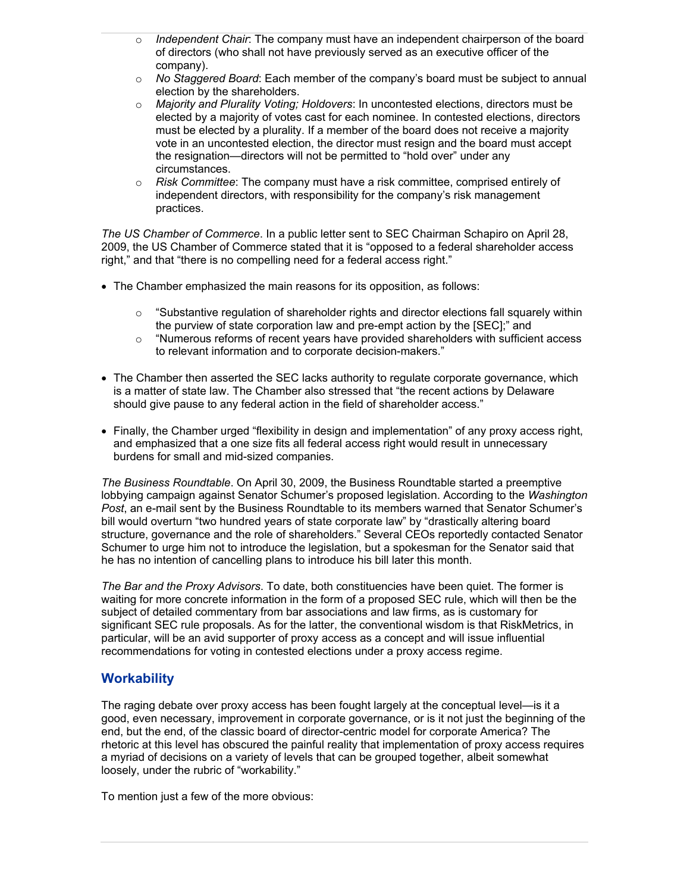- *Independent Chair*: The company must have an independent chairperson of the board of directors (who shall not have previously served as an executive officer of the company).
- *No Staggered Board*: Each member of the company's board must be subject to annual election by the shareholders.
- *Majority and Plurality Voting; Holdovers*: In uncontested elections, directors must be elected by a majority of votes cast for each nominee. In contested elections, directors must be elected by a plurality. If a member of the board does not receive a majority vote in an uncontested election, the director must resign and the board must accept the resignation—directors will not be permitted to "hold over" under any circumstances.
- *Risk Committee*: The company must have a risk committee, comprised entirely of independent directors, with responsibility for the company's risk management practices.

*The US Chamber of Commerce*. In a public letter sent to SEC Chairman Schapiro on April 28, 2009, the US Chamber of Commerce stated that it is "opposed to a federal shareholder access right," and that "there is no compelling need for a federal access right."

- The Chamber emphasized the main reasons for its opposition, as follows:
  - "Substantive regulation of shareholder rights and director elections fall squarely within the purview of state corporation law and pre-empt action by the [SEC];" and
  - "Numerous reforms of recent years have provided shareholders with sufficient access to relevant information and to corporate decision-makers."
- The Chamber then asserted the SEC lacks authority to regulate corporate governance, which is a matter of state law. The Chamber also stressed that "the recent actions by Delaware should give pause to any federal action in the field of shareholder access."
- Finally, the Chamber urged "flexibility in design and implementation" of any proxy access right, and emphasized that a one size fits all federal access right would result in unnecessary burdens for small and mid-sized companies.

*The Business Roundtable*. On April 30, 2009, the Business Roundtable started a preemptive lobbying campaign against Senator Schumer's proposed legislation. According to the *Washington Post*, an e-mail sent by the Business Roundtable to its members warned that Senator Schumer's bill would overturn "two hundred years of state corporate law" by "drastically altering board structure, governance and the role of shareholders." Several CEOs reportedly contacted Senator Schumer to urge him not to introduce the legislation, but a spokesman for the Senator said that he has no intention of cancelling plans to introduce his bill later this month.

*The Bar and the Proxy Advisors*. To date, both constituencies have been quiet. The former is waiting for more concrete information in the form of a proposed SEC rule, which will then be the subject of detailed commentary from bar associations and law firms, as is customary for significant SEC rule proposals. As for the latter, the conventional wisdom is that RiskMetrics, in particular, will be an avid supporter of proxy access as a concept and will issue influential recommendations for voting in contested elections under a proxy access regime.

## Workability

The raging debate over proxy access has been fought largely at the conceptual level—is it a good, even necessary, improvement in corporate governance, or is it not just the beginning of the end, but the end, of the classic board of director-centric model for corporate America? The rhetoric at this level has obscured the painful reality that implementation of proxy access requires a myriad of decisions on a variety of levels that can be grouped together, albeit somewhat loosely, under the rubric of "workability."

To mention just a few of the more obvious: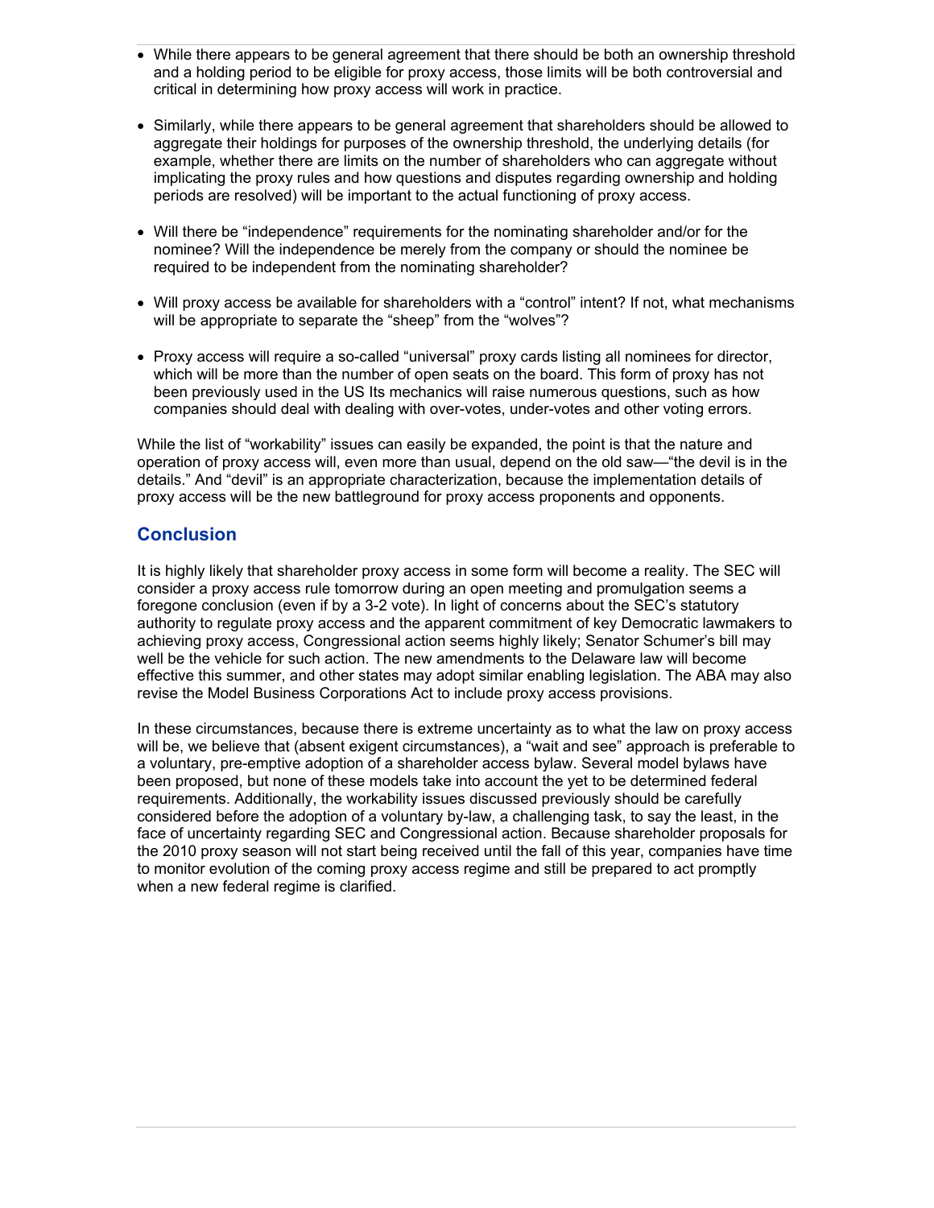- While there appears to be general agreement that there should be both an ownership threshold and a holding period to be eligible for proxy access, those limits will be both controversial and critical in determining how proxy access will work in practice.

- Similarly, while there appears to be general agreement that shareholders should be allowed to aggregate their holdings for purposes of the ownership threshold, the underlying details (for example, whether there are limits on the number of shareholders who can aggregate without implicating the proxy rules and how questions and disputes regarding ownership and holding periods are resolved) will be important to the actual functioning of proxy access.

- Will there be "independence" requirements for the nominating shareholder and/or for the nominee? Will the independence be merely from the company or should the nominee be required to be independent from the nominating shareholder?

- Will proxy access be available for shareholders with a "control" intent? If not, what mechanisms will be appropriate to separate the "sheep" from the "wolves"?

- Proxy access will require a so-called "universal" proxy cards listing all nominees for director, which will be more than the number of open seats on the board. This form of proxy has not been previously used in the US Its mechanics will raise numerous questions, such as how companies should deal with dealing with over-votes, under-votes and other voting errors.

While the list of "workability" issues can easily be expanded, the point is that the nature and operation of proxy access will, even more than usual, depend on the old saw—"the devil is in the details." And "devil" is an appropriate characterization, because the implementation details of proxy access will be the new battleground for proxy access proponents and opponents.

## Conclusion

It is highly likely that shareholder proxy access in some form will become a reality. The SEC will consider a proxy access rule tomorrow during an open meeting and promulgation seems a foregone conclusion (even if by a 3-2 vote). In light of concerns about the SEC's statutory authority to regulate proxy access and the apparent commitment of key Democratic lawmakers to achieving proxy access, Congressional action seems highly likely; Senator Schumer's bill may well be the vehicle for such action. The new amendments to the Delaware law will become effective this summer, and other states may adopt similar enabling legislation. The ABA may also revise the Model Business Corporations Act to include proxy access provisions.

In these circumstances, because there is extreme uncertainty as to what the law on proxy access will be, we believe that (absent exigent circumstances), a "wait and see" approach is preferable to a voluntary, pre-emptive adoption of a shareholder access bylaw. Several model bylaws have been proposed, but none of these models take into account the yet to be determined federal requirements. Additionally, the workability issues discussed previously should be carefully considered before the adoption of a voluntary by-law, a challenging task, to say the least, in the face of uncertainty regarding SEC and Congressional action. Because shareholder proposals for the 2010 proxy season will not start being received until the fall of this year, companies have time to monitor evolution of the coming proxy access regime and still be prepared to act promptly when a new federal regime is clarified.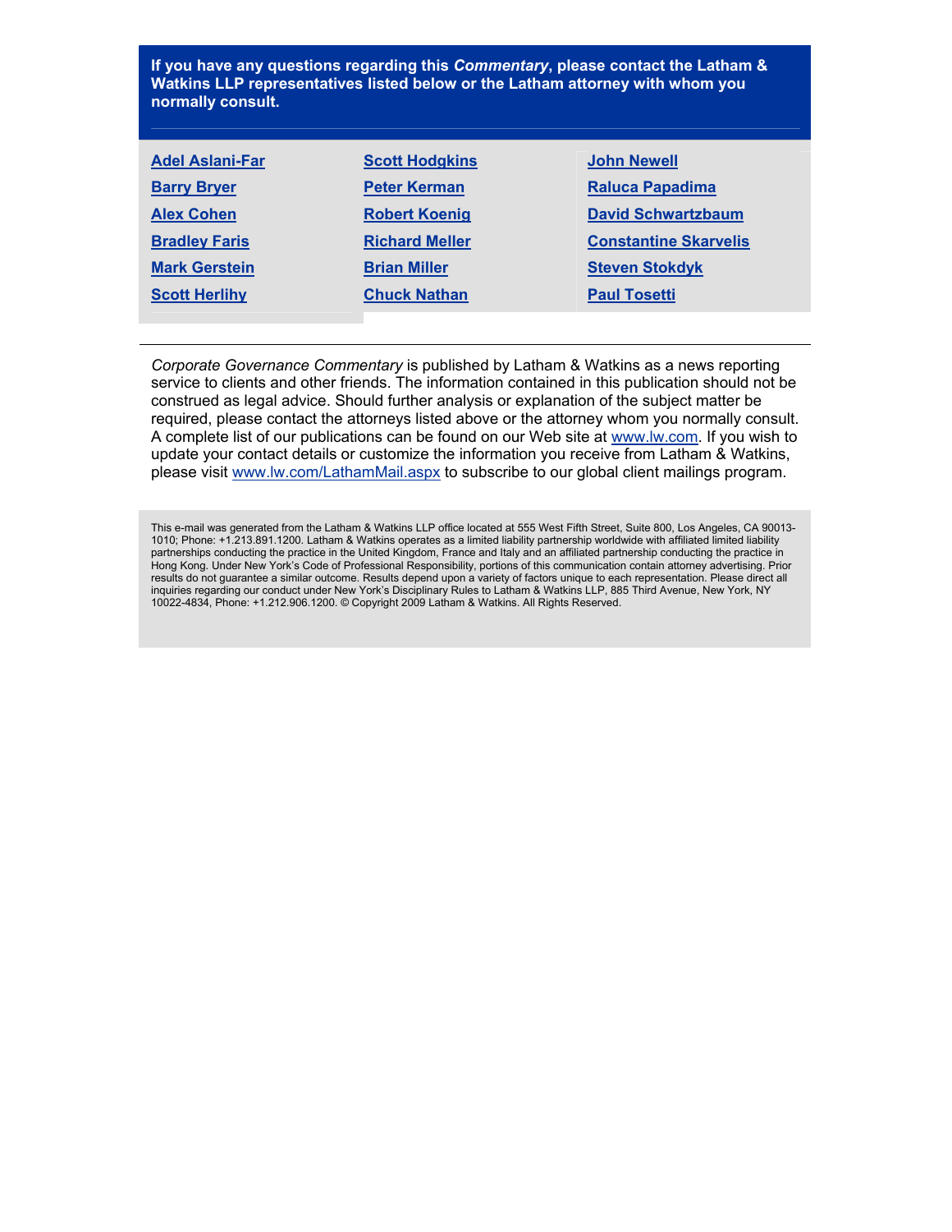**If you have any questions regarding this *Commentary*, please contact the Latham & Watkins LLP representatives listed below or the Latham attorney with whom you normally consult.**

**Adel Aslani-Far**
**Barry Bryer**
**Alex Cohen**
**Bradley Faris**
**Mark Gerstein**
**Scott Herlihy**
**Scott Hodgkins**
**Peter Kerman**
**Robert Koenig**
**Richard Meller**
**Brian Miller**
**Chuck Nathan**
**John Newell**
**Raluca Papadima**
**David Schwartzbaum**
**Constantine Skarvelis**
**Steven Stokdyk**
**Paul Tosetti**

---

*Corporate Governance Commentary* is published by Latham & Watkins as a news reporting service to clients and other friends. The information contained in this publication should not be construed as legal advice. Should further analysis or explanation of the subject matter be required, please contact the attorneys listed above or the attorney whom you normally consult. A complete list of our publications can be found on our Web site at www.lw.com. If you wish to update your contact details or customize the information you receive from Latham & Watkins, please visit www.lw.com/LathamMail.aspx to subscribe to our global client mailings program.

This e-mail was generated from the Latham & Watkins LLP office located at 555 West Fifth Street, Suite 800, Los Angeles, CA 90013-1010; Phone: +1.213.891.1200. Latham & Watkins operates as a limited liability partnership worldwide with affiliated limited liability partnerships conducting the practice in the United Kingdom, France and Italy and an affiliated partnership conducting the practice in Hong Kong. Under New York's Code of Professional Responsibility, portions of this communication contain attorney advertising. Prior results do not guarantee a similar outcome. Results depend upon a variety of factors unique to each representation. Please direct all inquiries regarding our conduct under New York's Disciplinary Rules to Latham & Watkins LLP, 885 Third Avenue, New York, NY 10022-4834, Phone: +1.212.906.1200. © Copyright 2009 Latham & Watkins. All Rights Reserved.